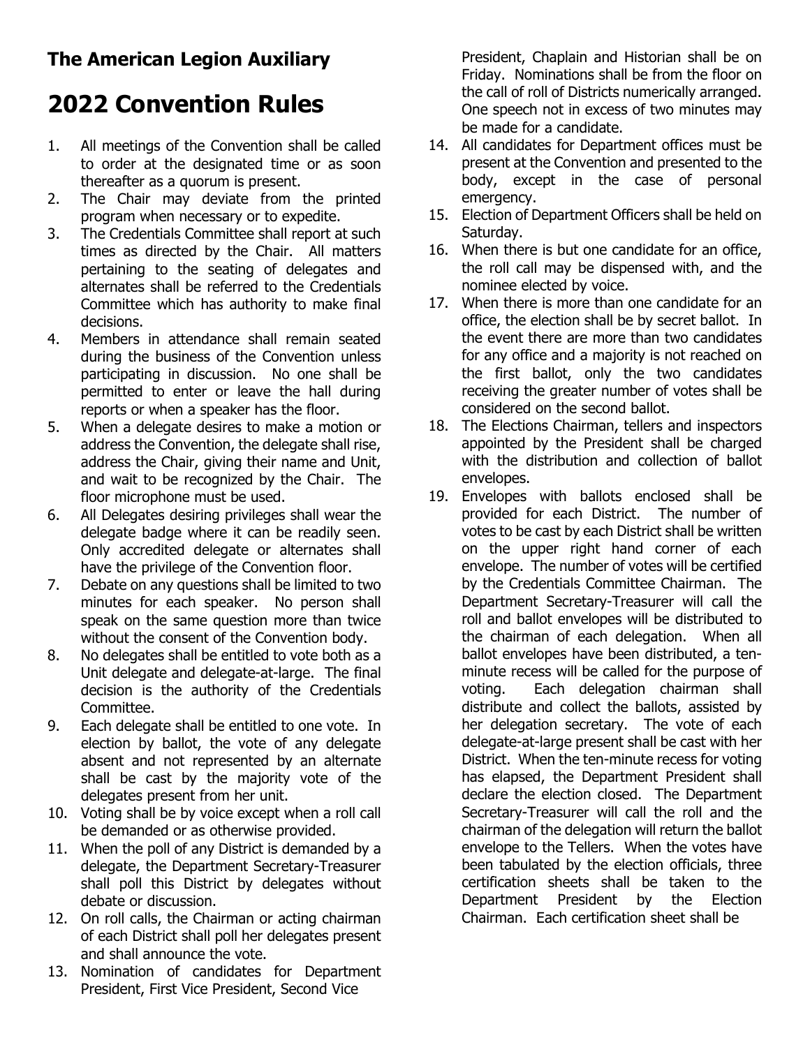# The American Legion Auxiliary

# 2022 Convention Rules

1. All meetings of the Convention shall be called to order at the designated time or as soon thereafter as a quorum is present.
2. The Chair may deviate from the printed program when necessary or to expedite.
3. The Credentials Committee shall report at such times as directed by the Chair. All matters pertaining to the seating of delegates and alternates shall be referred to the Credentials Committee which has authority to make final decisions.
4. Members in attendance shall remain seated during the business of the Convention unless participating in discussion. No one shall be permitted to enter or leave the hall during reports or when a speaker has the floor.
5. When a delegate desires to make a motion or address the Convention, the delegate shall rise, address the Chair, giving their name and Unit, and wait to be recognized by the Chair. The floor microphone must be used.
6. All Delegates desiring privileges shall wear the delegate badge where it can be readily seen. Only accredited delegate or alternates shall have the privilege of the Convention floor.
7. Debate on any questions shall be limited to two minutes for each speaker. No person shall speak on the same question more than twice without the consent of the Convention body.
8. No delegates shall be entitled to vote both as a Unit delegate and delegate-at-large. The final decision is the authority of the Credentials Committee.
9. Each delegate shall be entitled to one vote. In election by ballot, the vote of any delegate absent and not represented by an alternate shall be cast by the majority vote of the delegates present from her unit.
10. Voting shall be by voice except when a roll call be demanded or as otherwise provided.
11. When the poll of any District is demanded by a delegate, the Department Secretary-Treasurer shall poll this District by delegates without debate or discussion.
12. On roll calls, the Chairman or acting chairman of each District shall poll her delegates present and shall announce the vote.
13. Nomination of candidates for Department President, First Vice President, Second Vice President, Chaplain and Historian shall be on Friday. Nominations shall be from the floor on the call of roll of Districts numerically arranged. One speech not in excess of two minutes may be made for a candidate.
14. All candidates for Department offices must be present at the Convention and presented to the body, except in the case of personal emergency.
15. Election of Department Officers shall be held on Saturday.
16. When there is but one candidate for an office, the roll call may be dispensed with, and the nominee elected by voice.
17. When there is more than one candidate for an office, the election shall be by secret ballot. In the event there are more than two candidates for any office and a majority is not reached on the first ballot, only the two candidates receiving the greater number of votes shall be considered on the second ballot.
18. The Elections Chairman, tellers and inspectors appointed by the President shall be charged with the distribution and collection of ballot envelopes.
19. Envelopes with ballots enclosed shall be provided for each District. The number of votes to be cast by each District shall be written on the upper right hand corner of each envelope. The number of votes will be certified by the Credentials Committee Chairman. The Department Secretary-Treasurer will call the roll and ballot envelopes will be distributed to the chairman of each delegation. When all ballot envelopes have been distributed, a ten-minute recess will be called for the purpose of voting. Each delegation chairman shall distribute and collect the ballots, assisted by her delegation secretary. The vote of each delegate-at-large present shall be cast with her District. When the ten-minute recess for voting has elapsed, the Department President shall declare the election closed. The Department Secretary-Treasurer will call the roll and the chairman of the delegation will return the ballot envelope to the Tellers. When the votes have been tabulated by the election officials, three certification sheets shall be taken to the Department President by the Election Chairman. Each certification sheet shall be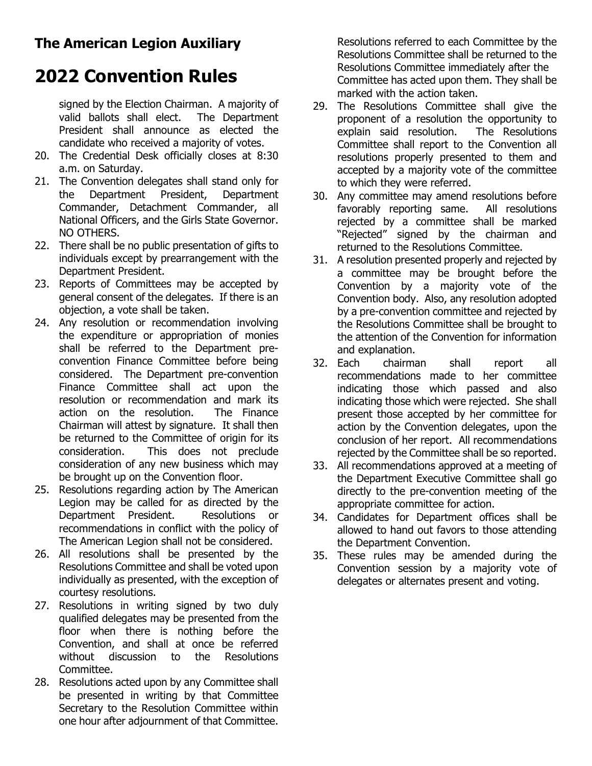## The American Legion Auxiliary

# 2022 Convention Rules

signed by the Election Chairman. A majority of valid ballots shall elect. The Department President shall announce as elected the candidate who received a majority of votes.

20. The Credential Desk officially closes at 8:30 a.m. on Saturday.
21. The Convention delegates shall stand only for the Department President, Department Commander, Detachment Commander, all National Officers, and the Girls State Governor. NO OTHERS.
22. There shall be no public presentation of gifts to individuals except by prearrangement with the Department President.
23. Reports of Committees may be accepted by general consent of the delegates. If there is an objection, a vote shall be taken.
24. Any resolution or recommendation involving the expenditure or appropriation of monies shall be referred to the Department pre-convention Finance Committee before being considered. The Department pre-convention Finance Committee shall act upon the resolution or recommendation and mark its action on the resolution. The Finance Chairman will attest by signature. It shall then be returned to the Committee of origin for its consideration. This does not preclude consideration of any new business which may be brought up on the Convention floor.
25. Resolutions regarding action by The American Legion may be called for as directed by the Department President. Resolutions or recommendations in conflict with the policy of The American Legion shall not be considered.
26. All resolutions shall be presented by the Resolutions Committee and shall be voted upon individually as presented, with the exception of courtesy resolutions.
27. Resolutions in writing signed by two duly qualified delegates may be presented from the floor when there is nothing before the Convention, and shall at once be referred without discussion to the Resolutions Committee.
28. Resolutions acted upon by any Committee shall be presented in writing by that Committee Secretary to the Resolution Committee within one hour after adjournment of that Committee. Resolutions referred to each Committee by the Resolutions Committee shall be returned to the Resolutions Committee immediately after the Committee has acted upon them. They shall be marked with the action taken.
29. The Resolutions Committee shall give the proponent of a resolution the opportunity to explain said resolution. The Resolutions Committee shall report to the Convention all resolutions properly presented to them and accepted by a majority vote of the committee to which they were referred.
30. Any committee may amend resolutions before favorably reporting same. All resolutions rejected by a committee shall be marked "Rejected" signed by the chairman and returned to the Resolutions Committee.
31. A resolution presented properly and rejected by a committee may be brought before the Convention by a majority vote of the Convention body. Also, any resolution adopted by a pre-convention committee and rejected by the Resolutions Committee shall be brought to the attention of the Convention for information and explanation.
32. Each chairman shall report all recommendations made to her committee indicating those which passed and also indicating those which were rejected. She shall present those accepted by her committee for action by the Convention delegates, upon the conclusion of her report. All recommendations rejected by the Committee shall be so reported.
33. All recommendations approved at a meeting of the Department Executive Committee shall go directly to the pre-convention meeting of the appropriate committee for action.
34. Candidates for Department offices shall be allowed to hand out favors to those attending the Department Convention.
35. These rules may be amended during the Convention session by a majority vote of delegates or alternates present and voting.